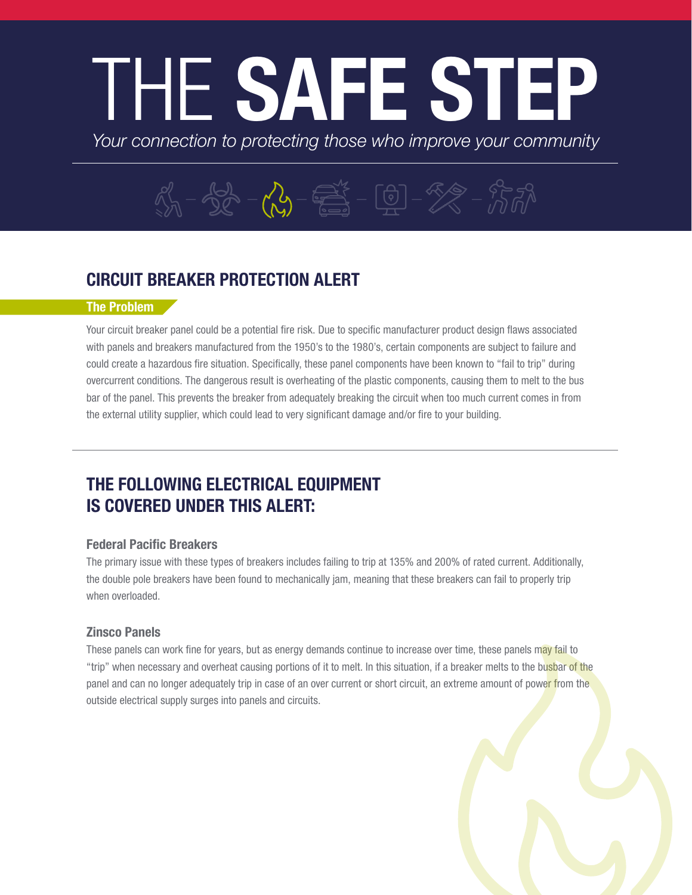# THE **SAFE STEP**

*Your connection to protecting those who improve your community*

## CIRCUIT BREAKER PROTECTION ALERT

### The Problem

Your circuit breaker panel could be a potential fire risk. Due to specific manufacturer product design flaws associated with panels and breakers manufactured from the 1950's to the 1980's, certain components are subject to failure and could create a hazardous fire situation. Specifically, these panel components have been known to "fail to trip" during overcurrent conditions. The dangerous result is overheating of the plastic components, causing them to melt to the bus bar of the panel. This prevents the breaker from adequately breaking the circuit when too much current comes in from the external utility supplier, which could lead to very significant damage and/or fire to your building.

## THE FOLLOWING ELECTRICAL EQUIPMENT IS COVERED UNDER THIS ALERT:

### Federal Pacific Breakers

The primary issue with these types of breakers includes failing to trip at 135% and 200% of rated current. Additionally, the double pole breakers have been found to mechanically jam, meaning that these breakers can fail to properly trip when overloaded.

### Zinsco Panels

These panels can work fine for years, but as energy demands continue to increase over time, these panels may fail to "trip" when necessary and overheat causing portions of it to melt. In this situation, if a breaker melts to the busbar of the panel and can no longer adequately trip in case of an over current or short circuit, an extreme amount of power from the outside electrical supply surges into panels and circuits.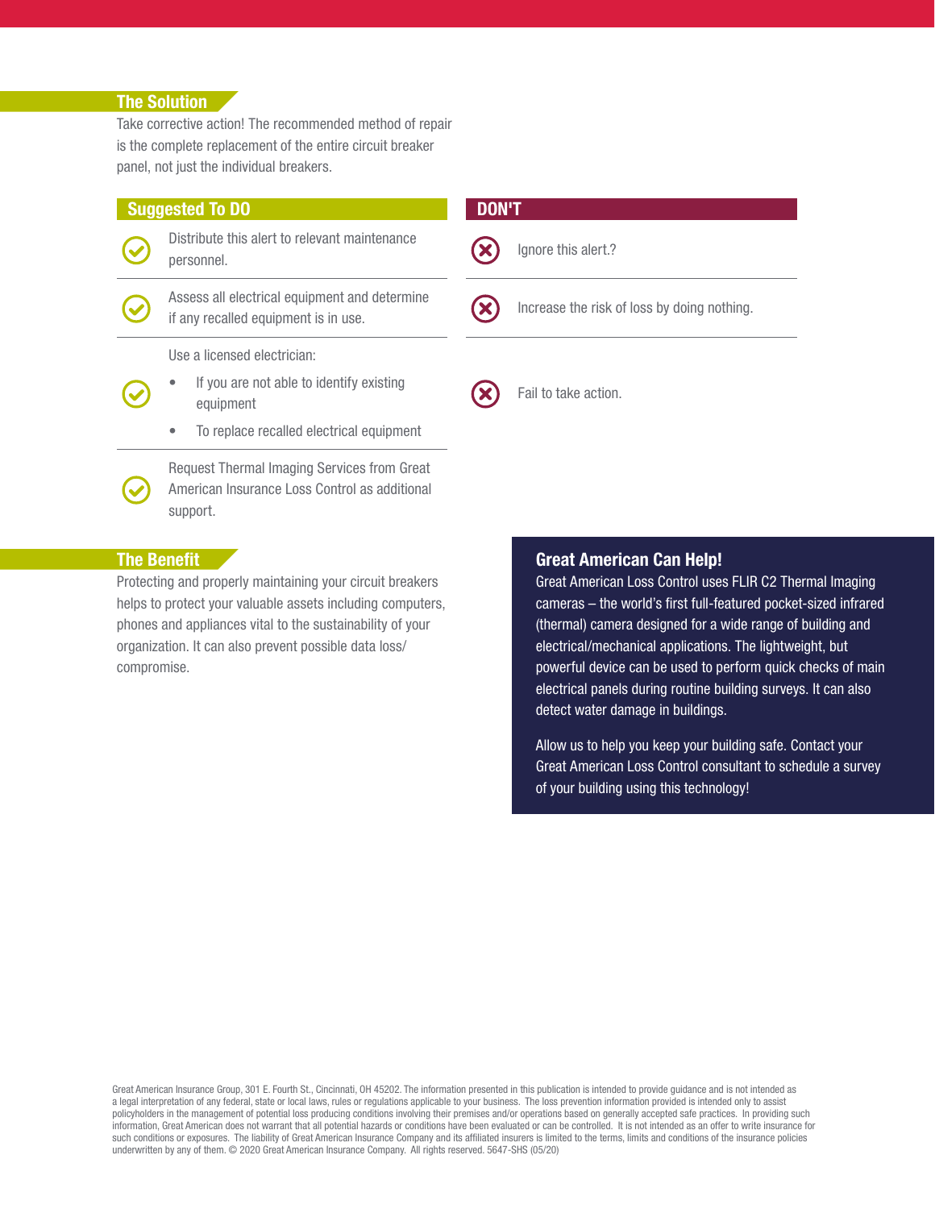## The Solution

Take corrective action! The recommended method of repair is the complete replacement of the entire circuit breaker panel, not just the individual breakers.

### Suggested To DO

- Distribute this alert to relevant maintenance personnel.
- Assess all electrical equipment and determine if any recalled equipment is in use.
- Use a licensed electrician:
  - If you are not able to identify existing equipment
  - To replace recalled electrical equipment
- Request Thermal Imaging Services from Great American Insurance Loss Control as additional support.

### DON'T

- Ignore this alert.?
- Increase the risk of loss by doing nothing.
- Fail to take action.

## The Benefit

Protecting and properly maintaining your circuit breakers helps to protect your valuable assets including computers, phones and appliances vital to the sustainability of your organization. It can also prevent possible data loss/ compromise.

## Great American Can Help!

Great American Loss Control uses FLIR C2 Thermal Imaging cameras – the world's first full-featured pocket-sized infrared (thermal) camera designed for a wide range of building and electrical/mechanical applications. The lightweight, but powerful device can be used to perform quick checks of main electrical panels during routine building surveys. It can also detect water damage in buildings.

Allow us to help you keep your building safe. Contact your Great American Loss Control consultant to schedule a survey of your building using this technology!

Great American Insurance Group, 301 E. Fourth St., Cincinnati, OH 45202. The information presented in this publication is intended to provide guidance and is not intended as a legal interpretation of any federal, state or local laws, rules or regulations applicable to your business. The loss prevention information provided is intended only to assist policyholders in the management of potential loss producing conditions involving their premises and/or operations based on generally accepted safe practices. In providing such information, Great American does not warrant that all potential hazards or conditions have been evaluated or can be controlled. It is not intended as an offer to write insurance for such conditions or exposures. The liability of Great American Insurance Company and its affiliated insurers is limited to the terms, limits and conditions of the insurance policies underwritten by any of them. © 2020 Great American Insurance Company. All rights reserved. 5647-SHS (05/20)